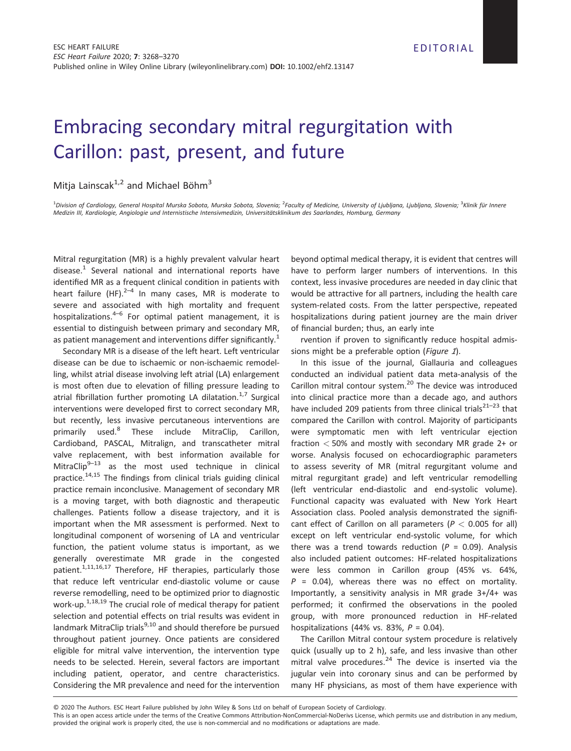EDITORIAL

# Embracing secondary mitral regurgitation with Carillon: past, present, and future

Mitja Lainscak[1,2] and Michael Böhm[3]

[1]Division of Cardiology, General Hospital Murska Sobota, Murska Sobota, Slovenia; [2]Faculty of Medicine, University of Ljubljana, Ljubljana, Slovenia; [3]Klinik für Innere Medizin III, Kardiologie, Angiologie und Internistische Intensivmedizin, Universitätsklinikum des Saarlandes, Homburg, Germany

Mitral regurgitation (MR) is a highly prevalent valvular heart disease.[1] Several national and international reports have identified MR as a frequent clinical condition in patients with heart failure (HF).[2–4] In many cases, MR is moderate to severe and associated with high mortality and frequent hospitalizations.[4–6] For optimal patient management, it is essential to distinguish between primary and secondary MR, as patient management and interventions differ significantly.[1]

Secondary MR is a disease of the left heart. Left ventricular disease can be due to ischaemic or non-ischaemic remodelling, whilst atrial disease involving left atrial (LA) enlargement is most often due to elevation of filling pressure leading to atrial fibrillation further promoting LA dilatation.[1,7] Surgical interventions were developed first to correct secondary MR, but recently, less invasive percutaneous interventions are primarily used.[8] These include MitraClip, Carillon, Cardioband, PASCAL, Mitralign, and transcatheter mitral valve replacement, with best information available for MitraClip[9–13] as the most used technique in clinical practice.[14,15] The findings from clinical trials guiding clinical practice remain inconclusive. Management of secondary MR is a moving target, with both diagnostic and therapeutic challenges. Patients follow a disease trajectory, and it is important when the MR assessment is performed. Next to longitudinal component of worsening of LA and ventricular function, the patient volume status is important, as we generally overestimate MR grade in the congested patient.[1,11,16,17] Therefore, HF therapies, particularly those that reduce left ventricular end-diastolic volume or cause reverse remodelling, need to be optimized prior to diagnostic work-up.[1,18,19] The crucial role of medical therapy for patient selection and potential effects on trial results was evident in landmark MitraClip trials[9,10] and should therefore be pursued throughout patient journey. Once patients are considered eligible for mitral valve intervention, the intervention type needs to be selected. Herein, several factors are important including patient, operator, and centre characteristics. Considering the MR prevalence and need for the intervention beyond optimal medical therapy, it is evident that centres will have to perform larger numbers of interventions. In this context, less invasive procedures are needed in day clinic that would be attractive for all partners, including the health care system-related costs. From the latter perspective, repeated hospitalizations during patient journey are the main driver of financial burden; thus, an early intervention if proven to significantly reduce hospital admissions might be a preferable option (*Figure 1*).

In this issue of the journal, Giallauria and colleagues conducted an individual patient data meta-analysis of the Carillon mitral contour system.[20] The device was introduced into clinical practice more than a decade ago, and authors have included 209 patients from three clinical trials[21–23] that compared the Carillon with control. Majority of participants were symptomatic men with left ventricular ejection fraction $< 50\%$ and mostly with secondary MR grade 2+ or worse. Analysis focused on echocardiographic parameters to assess severity of MR (mitral regurgitant volume and mitral regurgitant grade) and left ventricular remodelling (left ventricular end-diastolic and end-systolic volume). Functional capacity was evaluated with New York Heart Association class. Pooled analysis demonstrated the significant effect of Carillon on all parameters ($P < 0.005$ for all) except on left ventricular end-systolic volume, for which there was a trend towards reduction ($P = 0.09$). Analysis also included patient outcomes: HF-related hospitalizations were less common in Carillon group (45% vs. 64%, $P = 0.04$), whereas there was no effect on mortality. Importantly, a sensitivity analysis in MR grade 3+/4+ was performed; it confirmed the observations in the pooled group, with more pronounced reduction in HF-related hospitalizations (44% vs. 83%, $P = 0.04$).

The Carillon Mitral contour system procedure is relatively quick (usually up to 2 h), safe, and less invasive than other mitral valve procedures.[24] The device is inserted via the jugular vein into coronary sinus and can be performed by many HF physicians, as most of them have experience with

© 2020 The Authors. ESC Heart Failure published by John Wiley & Sons Ltd on behalf of European Society of Cardiology.
This is an open access article under the terms of the Creative Commons Attribution-NonCommercial-NoDerivs License, which permits use and distribution in any medium, provided the original work is properly cited, the use is non-commercial and no modifications or adaptations are made.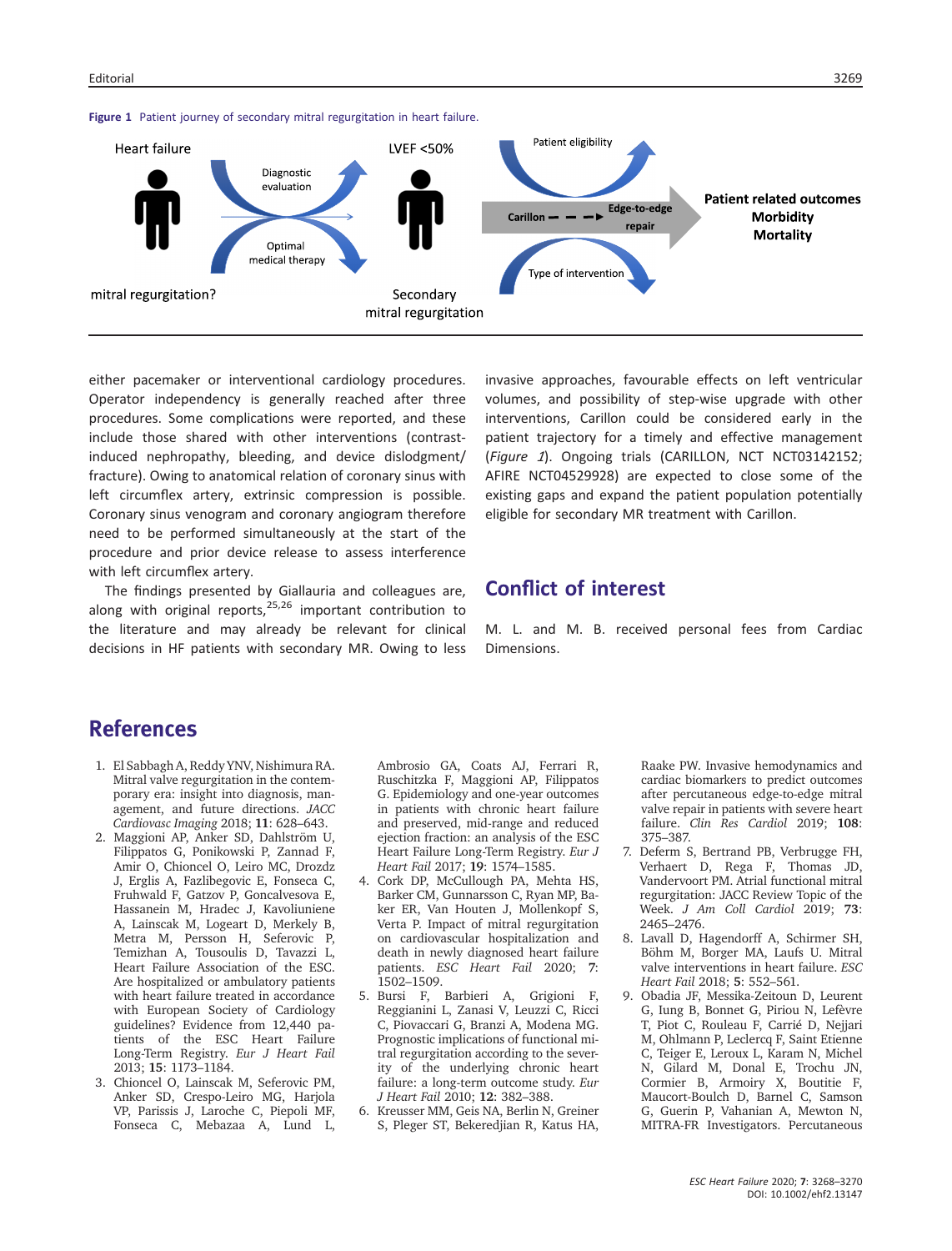**Figure 1** Patient journey of secondary mitral regurgitation in heart failure.

either pacemaker or interventional cardiology procedures. Operator independency is generally reached after three procedures. Some complications were reported, and these include those shared with other interventions (contrast-induced nephropathy, bleeding, and device dislodgment/fracture). Owing to anatomical relation of coronary sinus with left circumflex artery, extrinsic compression is possible. Coronary sinus venogram and coronary angiogram therefore need to be performed simultaneously at the start of the procedure and prior device release to assess interference with left circumflex artery.

The findings presented by Giallauria and colleagues are, along with original reports,[25,26] important contribution to the literature and may already be relevant for clinical decisions in HF patients with secondary MR. Owing to less invasive approaches, favourable effects on left ventricular volumes, and possibility of step-wise upgrade with other interventions, Carillon could be considered early in the patient trajectory for a timely and effective management (*Figure 1*). Ongoing trials (CARILLON, NCT NCT03142152; AFIRE NCT04529928) are expected to close some of the existing gaps and expand the patient population potentially eligible for secondary MR treatment with Carillon.

## Conflict of interest

M. L. and M. B. received personal fees from Cardiac Dimensions.

## References

1. El Sabbagh A, Reddy YNV, Nishimura RA. Mitral valve regurgitation in the contemporary era: insight into diagnosis, management, and future directions. *JACC Cardiovasc Imaging* 2018; **11**: 628–643.
2. Maggioni AP, Anker SD, Dahlström U, Filippatos G, Ponikowski P, Zannad F, Amir O, Chioncel O, Leiro MC, Drozdz J, Erglis A, Fazlibegovic E, Fonseca C, Fruhwald F, Gatzov P, Goncalvesova E, Hassanein M, Hradec J, Kavoliuniene A, Lainscak M, Logeart D, Merkely B, Metra M, Persson H, Seferovic P, Temizhan A, Tousoulis D, Tavazzi L, Heart Failure Association of the ESC. Are hospitalized or ambulatory patients with heart failure treated in accordance with European Society of Cardiology guidelines? Evidence from 12,440 patients of the ESC Heart Failure Long-Term Registry. *Eur J Heart Fail* 2013; **15**: 1173–1184.
3. Chioncel O, Lainscak M, Seferovic PM, Anker SD, Crespo-Leiro MG, Harjola VP, Parissis J, Laroche C, Piepoli MF, Fonseca C, Mebazaa A, Lund L, Ambrosio GA, Coats AJ, Ferrari R, Ruschitzka F, Maggioni AP, Filippatos G. Epidemiology and one-year outcomes in patients with chronic heart failure and preserved, mid-range and reduced ejection fraction: an analysis of the ESC Heart Failure Long-Term Registry. *Eur J Heart Fail* 2017; **19**: 1574–1585.
4. Cork DP, McCullough PA, Mehta HS, Barker CM, Gunnarsson C, Ryan MP, Baker ER, Van Houten J, Mollenkopf S, Verta P. Impact of mitral regurgitation on cardiovascular hospitalization and death in newly diagnosed heart failure patients. *ESC Heart Fail* 2020; **7**: 1502–1509.
5. Bursi F, Barbieri A, Grigioni F, Reggianini L, Zanasi V, Leuzzi C, Ricci C, Piovaccari G, Branzi A, Modena MG. Prognostic implications of functional mitral regurgitation according to the severity of the underlying chronic heart failure: a long-term outcome study. *Eur J Heart Fail* 2010; **12**: 382–388.
6. Kreusser MM, Geis NA, Berlin N, Greiner S, Pleger ST, Bekeredjian R, Katus HA, Raake PW. Invasive hemodynamics and cardiac biomarkers to predict outcomes after percutaneous edge-to-edge mitral valve repair in patients with severe heart failure. *Clin Res Cardiol* 2019; **108**: 375–387.
7. Deferm S, Bertrand PB, Verbrugge FH, Verhaert D, Rega F, Thomas JD, Vandervoort PM. Atrial functional mitral regurgitation: JACC Review Topic of the Week. *J Am Coll Cardiol* 2019; **73**: 2465–2476.
8. Lavall D, Hagendorff A, Schirmer SH, Böhm M, Borger MA, Laufs U. Mitral valve interventions in heart failure. *ESC Heart Fail* 2018; **5**: 552–561.
9. Obadia JF, Messika-Zeitoun D, Leurent G, Iung B, Bonnet G, Piriou N, Lefèvre T, Piot C, Rouleau F, Carrié D, Nejjari M, Ohlmann P, Leclercq F, Saint Etienne C, Teiger E, Leroux L, Karam N, Michel N, Gilard M, Donal E, Trochu JN, Cormier B, Armoiry X, Boutitie F, Maucort-Boulch D, Barnel C, Samson G, Guerin P, Vahanian A, Mewton N, MITRA-FR Investigators. Percutaneous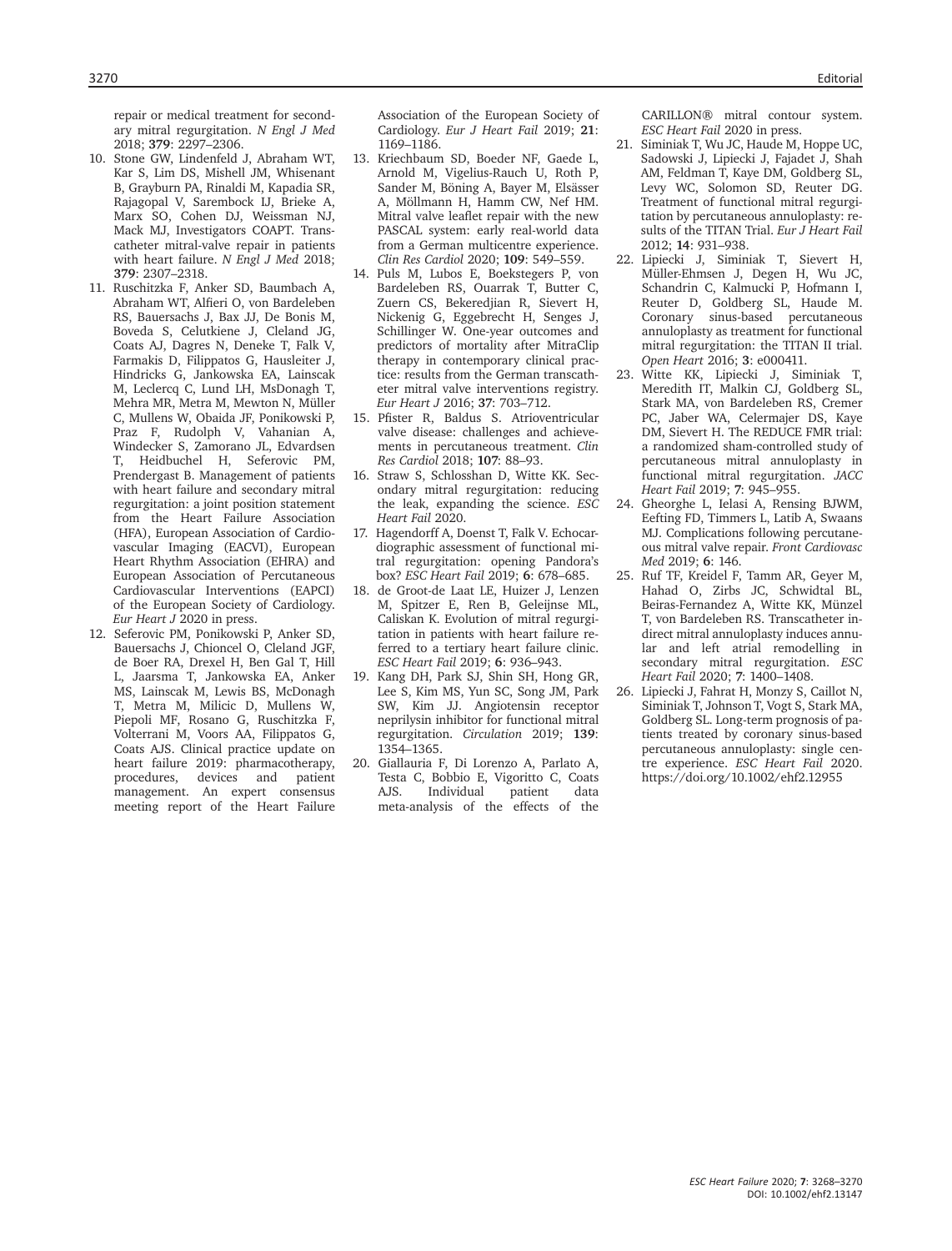repair or medical treatment for secondary mitral regurgitation. *N Engl J Med* 2018; **379**: 2297–2306.

10. Stone GW, Lindenfeld J, Abraham WT, Kar S, Lim DS, Mishell JM, Whisenant B, Grayburn PA, Rinaldi M, Kapadia SR, Rajagopal V, Sarembock IJ, Brieke A, Marx SO, Cohen DJ, Weissman NJ, Mack MJ, Investigators COAPT. Transcatheter mitral-valve repair in patients with heart failure. *N Engl J Med* 2018; **379**: 2307–2318.
11. Ruschitzka F, Anker SD, Baumbach A, Abraham WT, Alfieri O, von Bardeleben RS, Bauersachs J, Bax JJ, De Bonis M, Boveda S, Celutkiene J, Cleland JG, Coats AJ, Dagres N, Deneke T, Falk V, Farmakis D, Filippatos G, Hausleiter J, Hindricks G, Jankowska EA, Lainscak M, Leclercq C, Lund LH, MsDonagh T, Mehra MR, Metra M, Mewton N, Müller C, Mullens W, Obaida JF, Ponikowski P, Praz F, Rudolph V, Vahanian A, Windecker S, Zamorano JL, Edvardsen T, Heidbuchel H, Seferovic PM, Prendergast B. Management of patients with heart failure and secondary mitral regurgitation: a joint position statement from the Heart Failure Association (HFA), European Association of Cardiovascular Imaging (EACVI), European Heart Rhythm Association (EHRA) and European Association of Percutaneous Cardiovascular Interventions (EAPCI) of the European Society of Cardiology. *Eur Heart J* 2020 in press.
12. Seferovic PM, Ponikowski P, Anker SD, Bauersachs J, Chioncel O, Cleland JGF, de Boer RA, Drexel H, Ben Gal T, Hill L, Jaarsma T, Jankowska EA, Anker MS, Lainscak M, Lewis BS, McDonagh T, Metra M, Milicic D, Mullens W, Piepoli MF, Rosano G, Ruschitzka F, Volterrani M, Voors AA, Filippatos G, Coats AJS. Clinical practice update on heart failure 2019: pharmacotherapy, procedures, devices and patient management. An expert consensus meeting report of the Heart Failure Association of the European Society of Cardiology. *Eur J Heart Fail* 2019; **21**: 1169–1186.
13. Kriechbaum SD, Boeder NF, Gaede L, Arnold M, Vigelius-Rauch U, Roth P, Sander M, Böning A, Bayer M, Elsässer A, Möllmann H, Hamm CW, Nef HM. Mitral valve leaflet repair with the new PASCAL system: early real-world data from a German multicentre experience. *Clin Res Cardiol* 2020; **109**: 549–559.
14. Puls M, Lubos E, Boekstegers P, von Bardeleben RS, Ouarrak T, Butter C, Zuern CS, Bekeredjian R, Sievert H, Nickenig G, Eggebrecht H, Senges J, Schillinger W. One-year outcomes and predictors of mortality after MitraClip therapy in contemporary clinical practice: results from the German transcatheter mitral valve interventions registry. *Eur Heart J* 2016; **37**: 703–712.
15. Pfister R, Baldus S. Atrioventricular valve disease: challenges and achievements in percutaneous treatment. *Clin Res Cardiol* 2018; **107**: 88–93.
16. Straw S, Schlosshan D, Witte KK. Secondary mitral regurgitation: reducing the leak, expanding the science. *ESC Heart Fail* 2020.
17. Hagendorff A, Doenst T, Falk V. Echocardiographic assessment of functional mitral regurgitation: opening Pandora's box? *ESC Heart Fail* 2019; **6**: 678–685.
18. de Groot-de Laat LE, Huizer J, Lenzen M, Spitzer E, Ren B, Geleijnse ML, Caliskan K. Evolution of mitral regurgitation in patients with heart failure referred to a tertiary heart failure clinic. *ESC Heart Fail* 2019; **6**: 936–943.
19. Kang DH, Park SJ, Shin SH, Hong GR, Lee S, Kim MS, Yun SC, Song JM, Park SW, Kim JJ. Angiotensin receptor neprilysin inhibitor for functional mitral regurgitation. *Circulation* 2019; **139**: 1354–1365.
20. Giallauria F, Di Lorenzo A, Parlato A, Testa C, Bobbio E, Vigoritto C, Coats AJS. Individual patient data meta-analysis of the effects of the CARILLON® mitral contour system. *ESC Heart Fail* 2020 in press.
21. Siminiak T, Wu JC, Haude M, Hoppe UC, Sadowski J, Lipiecki J, Fajadet J, Shah AM, Feldman T, Kaye DM, Goldberg SL, Levy WC, Solomon SD, Reuter DG. Treatment of functional mitral regurgitation by percutaneous annuloplasty: results of the TITAN Trial. *Eur J Heart Fail* 2012; **14**: 931–938.
22. Lipiecki J, Siminiak T, Sievert H, Müller-Ehmsen J, Degen H, Wu JC, Schandrin C, Kalmucki P, Hofmann I, Reuter D, Goldberg SL, Haude M. Coronary sinus-based percutaneous annuloplasty as treatment for functional mitral regurgitation: the TITAN II trial. *Open Heart* 2016; **3**: e000411.
23. Witte KK, Lipiecki J, Siminiak T, Meredith IT, Malkin CJ, Goldberg SL, Stark MA, von Bardeleben RS, Cremer PC, Jaber WA, Celermajer DS, Kaye DM, Sievert H. The REDUCE FMR trial: a randomized sham-controlled study of percutaneous mitral annuloplasty in functional mitral regurgitation. *JACC Heart Fail* 2019; **7**: 945–955.
24. Gheorghe L, Ielasi A, Rensing BJWM, Eefting FD, Timmers L, Latib A, Swaans MJ. Complications following percutaneous mitral valve repair. *Front Cardiovasc Med* 2019; **6**: 146.
25. Ruf TF, Kreidel F, Tamm AR, Geyer M, Hahad O, Zirbs JC, Schwidtal BL, Beiras-Fernandez A, Witte KK, Münzel T, von Bardeleben RS. Transcatheter indirect mitral annuloplasty induces annular and left atrial remodelling in secondary mitral regurgitation. *ESC Heart Fail* 2020; **7**: 1400–1408.
26. Lipiecki J, Fahrat H, Monzy S, Caillot N, Siminiak T, Johnson T, Vogt S, Stark MA, Goldberg SL. Long-term prognosis of patients treated by coronary sinus-based percutaneous annuloplasty: single centre experience. *ESC Heart Fail* 2020. https://doi.org/10.1002/ehf2.12955